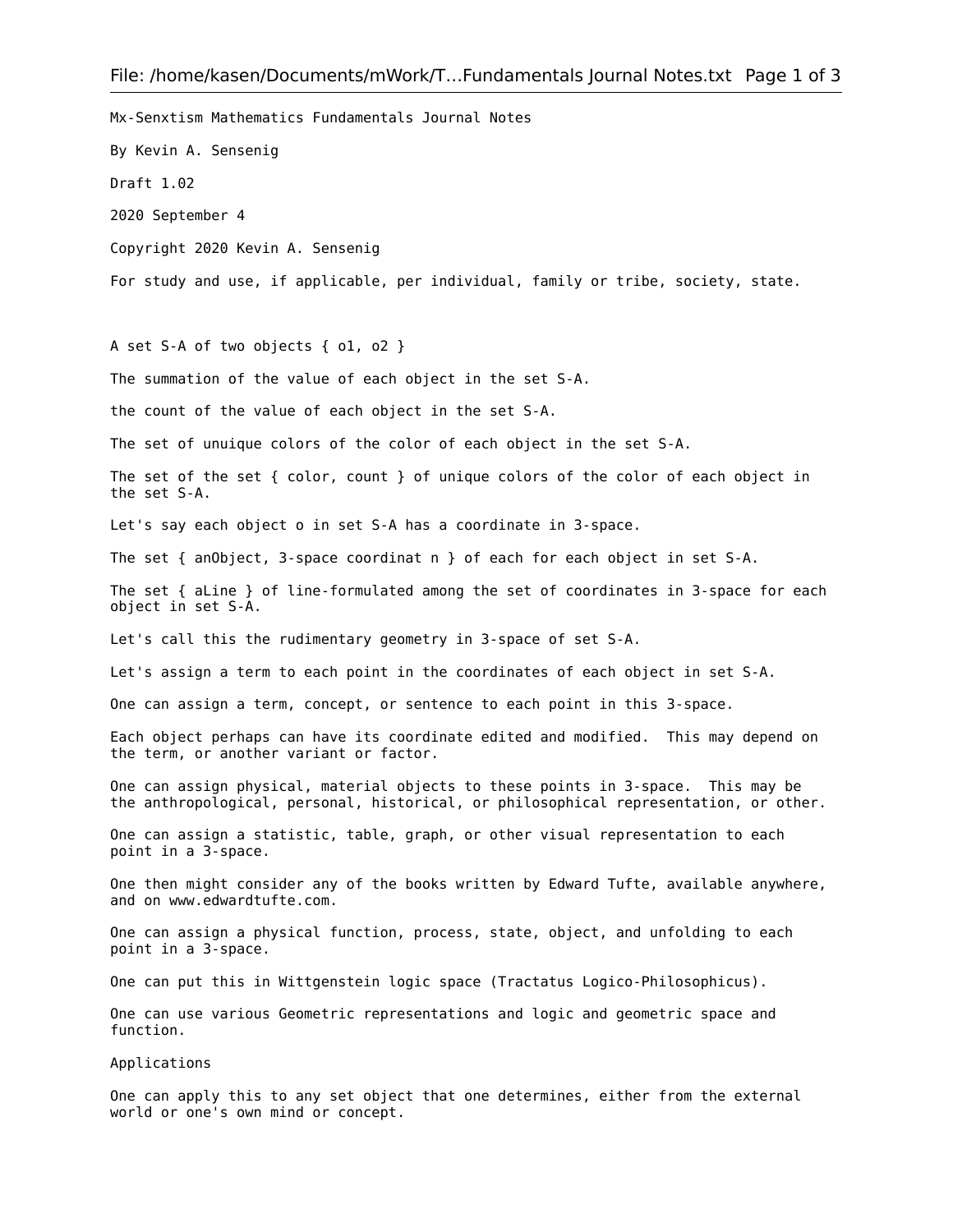Mx-Senxtism Mathematics Fundamentals Journal Notes

By Kevin A. Sensenig

Draft 1.02

2020 September 4

Copyright 2020 Kevin A. Sensenig

For study and use, if applicable, per individual, family or tribe, society, state.

A set S-A of two objects { o1, o2 }

The summation of the value of each object in the set S-A.

the count of the value of each object in the set S-A.

The set of unuique colors of the color of each object in the set S-A.

The set of the set { color, count } of unique colors of the color of each object in the set S-A.

Let's say each object o in set S-A has a coordinate in 3-space.

The set { anObject, 3-space coordinat n } of each for each object in set S-A.

The set { aLine } of line-formulated among the set of coordinates in 3-space for each object in set S-A.

Let's call this the rudimentary geometry in 3-space of set S-A.

Let's assign a term to each point in the coordinates of each object in set S-A.

One can assign a term, concept, or sentence to each point in this 3-space.

Each object perhaps can have its coordinate edited and modified. This may depend on the term, or another variant or factor.

One can assign physical, material objects to these points in 3-space. This may be the anthropological, personal, historical, or philosophical representation, or other.

One can assign a statistic, table, graph, or other visual representation to each point in a 3-space.

One then might consider any of the books written by Edward Tufte, available anywhere, and on www.edwardtufte.com.

One can assign a physical function, process, state, object, and unfolding to each point in a 3-space.

One can put this in Wittgenstein logic space (Tractatus Logico-Philosophicus).

One can use various Geometric representations and logic and geometric space and function.

Applications

One can apply this to any set object that one determines, either from the external world or one's own mind or concept.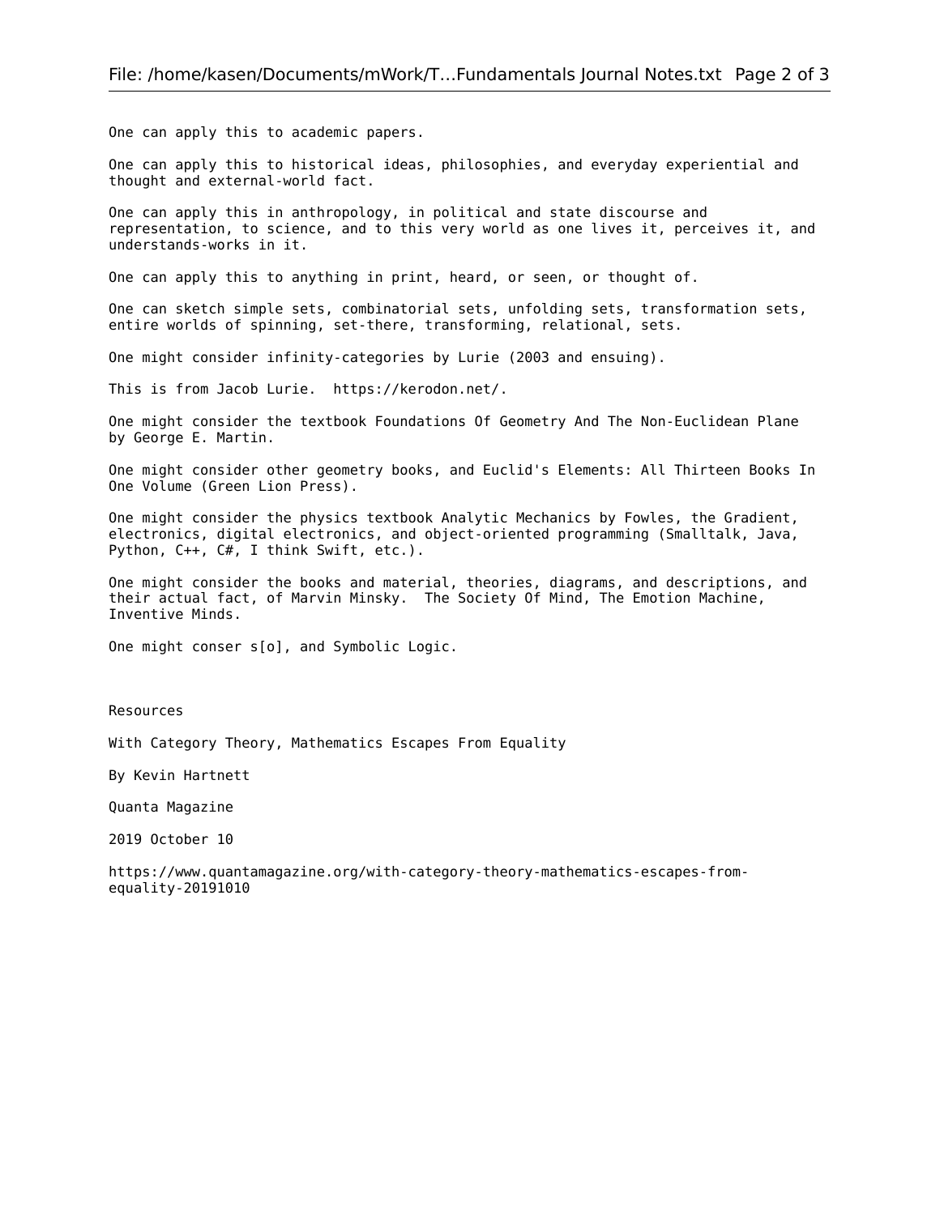One can apply this to academic papers.

One can apply this to historical ideas, philosophies, and everyday experiential and thought and external-world fact.

One can apply this in anthropology, in political and state discourse and representation, to science, and to this very world as one lives it, perceives it, and understands-works in it.

One can apply this to anything in print, heard, or seen, or thought of.

One can sketch simple sets, combinatorial sets, unfolding sets, transformation sets, entire worlds of spinning, set-there, transforming, relational, sets.

One might consider infinity-categories by Lurie (2003 and ensuing).

This is from Jacob Lurie.  https://kerodon.net/.

One might consider the textbook Foundations Of Geometry And The Non-Euclidean Plane by George E. Martin.

One might consider other geometry books, and Euclid's Elements: All Thirteen Books In One Volume (Green Lion Press).

One might consider the physics textbook Analytic Mechanics by Fowles, the Gradient, electronics, digital electronics, and object-oriented programming (Smalltalk, Java, Python, C++, C#, I think Swift, etc.).

One might consider the books and material, theories, diagrams, and descriptions, and their actual fact, of Marvin Minsky.  The Society Of Mind, The Emotion Machine, Inventive Minds.

One might conser s[o], and Symbolic Logic.

Resources

With Category Theory, Mathematics Escapes From Equality

By Kevin Hartnett

Quanta Magazine

2019 October 10

https://www.quantamagazine.org/with-category-theory-mathematics-escapes-from-equality-20191010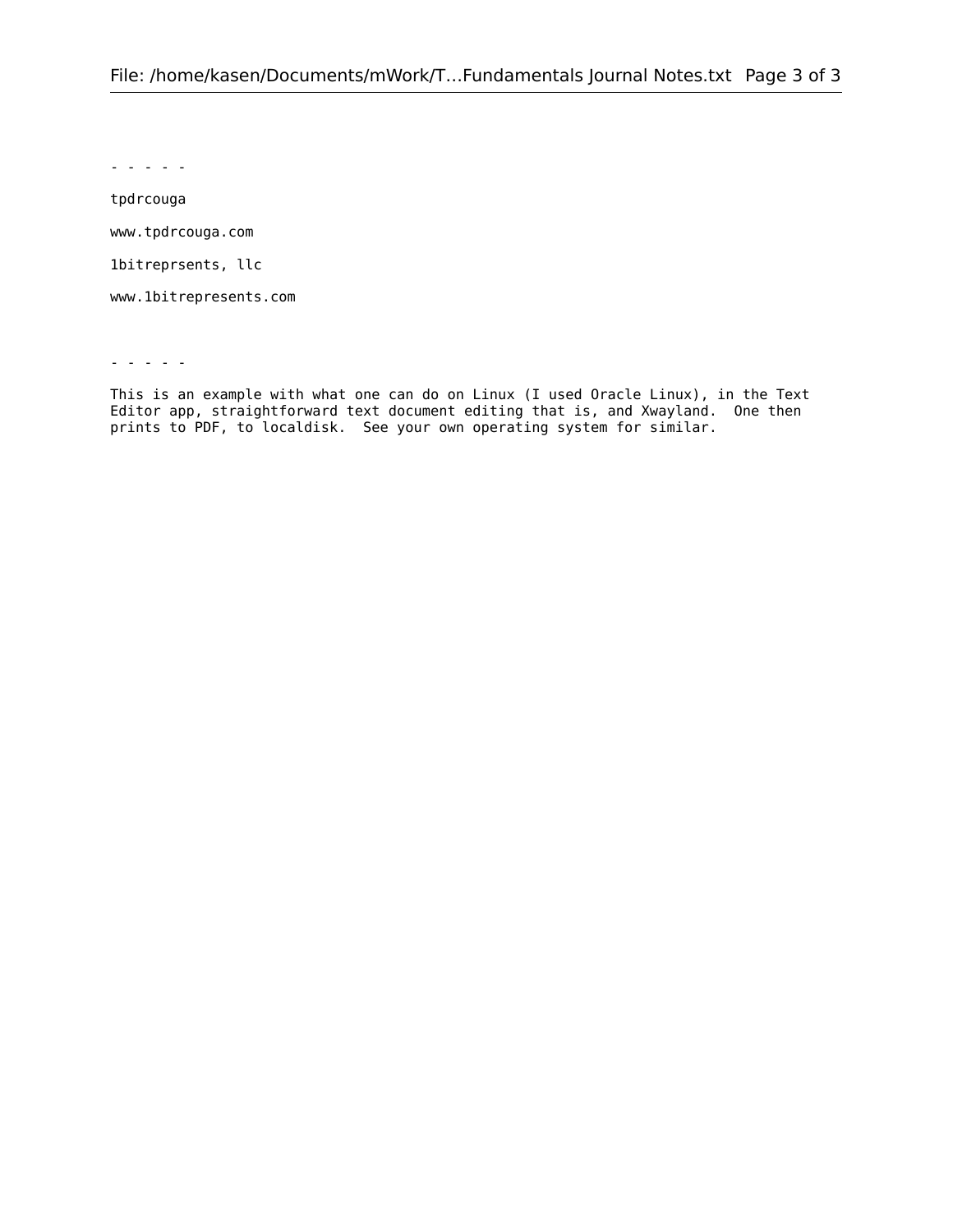- - - - -

tpdrcouga

www.tpdrcouga.com

1bitreprsents, llc

www.1bitrepresents.com

- - - - -

This is an example with what one can do on Linux (I used Oracle Linux), in the Text Editor app, straightforward text document editing that is, and Xwayland.  One then prints to PDF, to localdisk.  See your own operating system for similar.